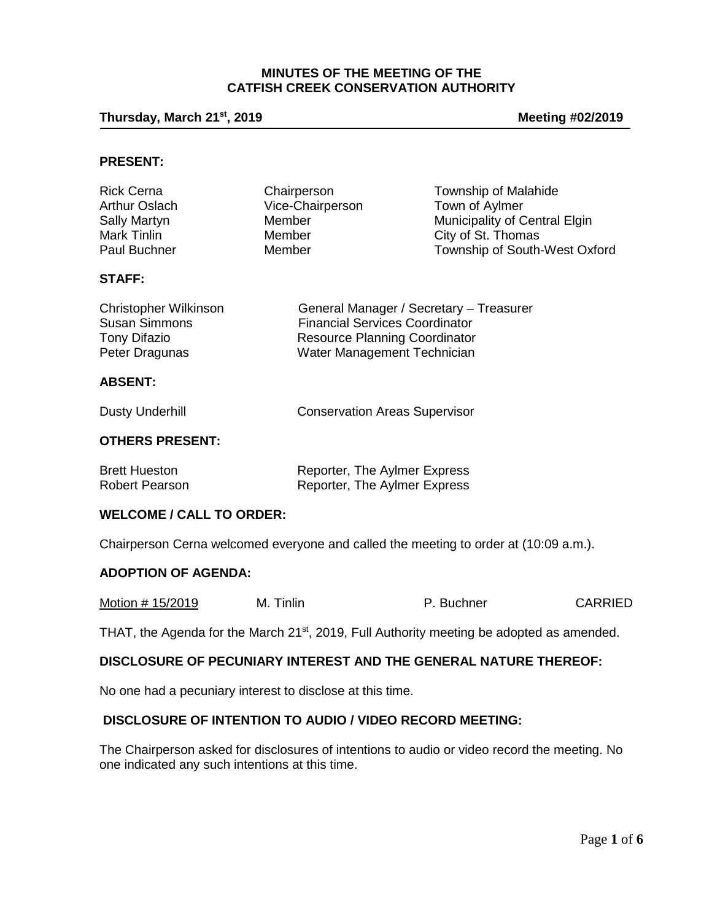**MINUTES OF THE MEETING OF THE CATFISH CREEK CONSERVATION AUTHORITY**

**Thursday, March 21st, 2019** **Meeting #02/2019**

### PRESENT:

| | | |
|---|---|---|
| Rick Cerna | Chairperson | Township of Malahide |
| Arthur Oslach | Vice-Chairperson | Town of Aylmer |
| Sally Martyn | Member | Municipality of Central Elgin |
| Mark Tinlin | Member | City of St. Thomas |
| Paul Buchner | Member | Township of South-West Oxford |

### STAFF:

| | |
|---|---|
| Christopher Wilkinson | General Manager / Secretary – Treasurer |
| Susan Simmons | Financial Services Coordinator |
| Tony Difazio | Resource Planning Coordinator |
| Peter Dragunas | Water Management Technician |

### ABSENT:

| | |
|---|---|
| Dusty Underhill | Conservation Areas Supervisor |

### OTHERS PRESENT:

| | |
|---|---|
| Brett Hueston | Reporter, The Aylmer Express |
| Robert Pearson | Reporter, The Aylmer Express |

### WELCOME / CALL TO ORDER:

Chairperson Cerna welcomed everyone and called the meeting to order at (10:09 a.m.).

### ADOPTION OF AGENDA:

Motion # 15/2019 M. Tinlin P. Buchner CARRIED

THAT, the Agenda for the March 21st, 2019, Full Authority meeting be adopted as amended.

### DISCLOSURE OF PECUNIARY INTEREST AND THE GENERAL NATURE THEREOF:

No one had a pecuniary interest to disclose at this time.

### DISCLOSURE OF INTENTION TO AUDIO / VIDEO RECORD MEETING:

The Chairperson asked for disclosures of intentions to audio or video record the meeting. No one indicated any such intentions at this time.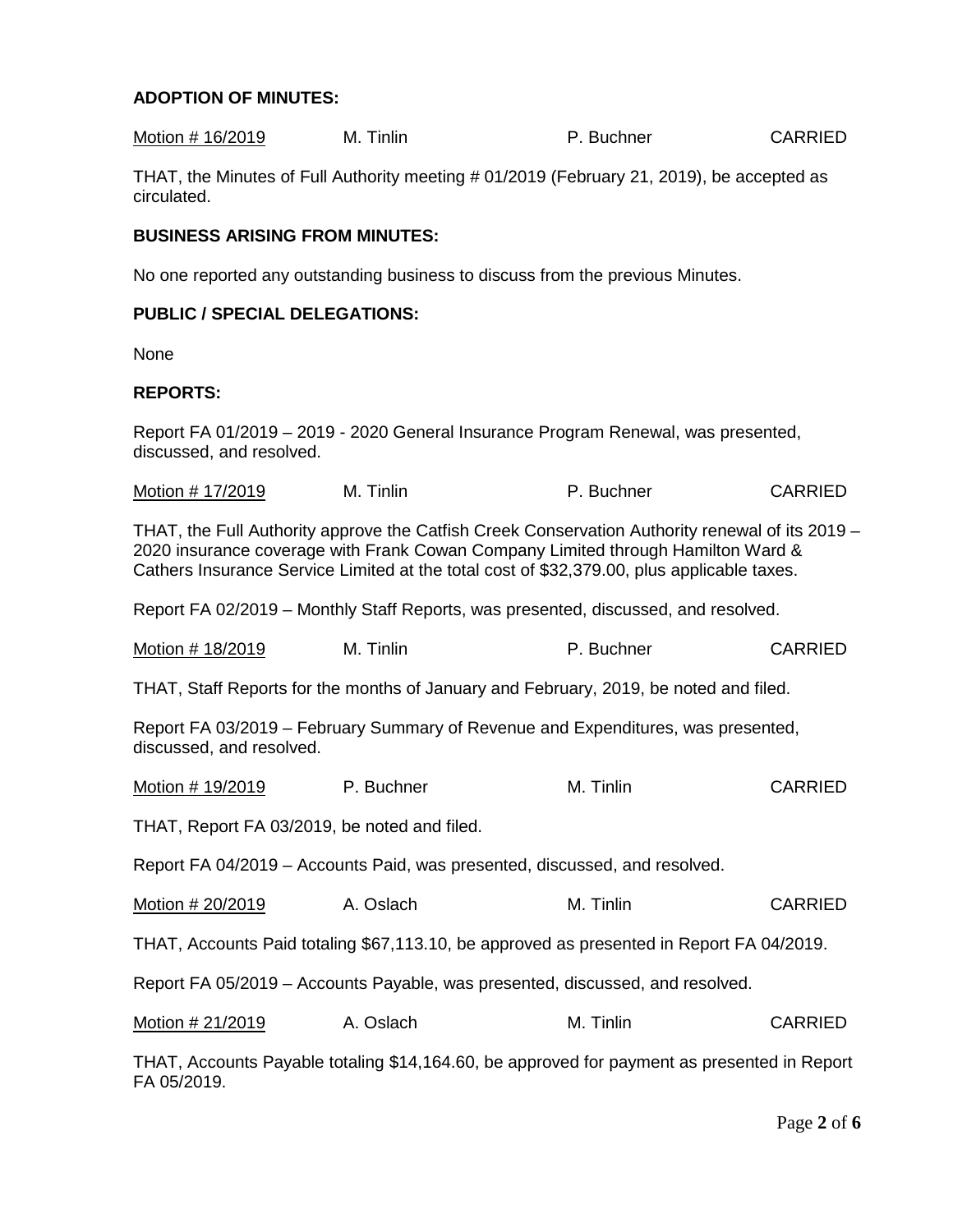**ADOPTION OF MINUTES:**

Motion # 16/2019 M. Tinlin P. Buchner CARRIED

THAT, the Minutes of Full Authority meeting # 01/2019 (February 21, 2019), be accepted as circulated.

**BUSINESS ARISING FROM MINUTES:**

No one reported any outstanding business to discuss from the previous Minutes.

**PUBLIC / SPECIAL DELEGATIONS:**

None

**REPORTS:**

Report FA 01/2019 – 2019 - 2020 General Insurance Program Renewal, was presented, discussed, and resolved.

Motion # 17/2019 M. Tinlin P. Buchner CARRIED

THAT, the Full Authority approve the Catfish Creek Conservation Authority renewal of its 2019 – 2020 insurance coverage with Frank Cowan Company Limited through Hamilton Ward & Cathers Insurance Service Limited at the total cost of $32,379.00, plus applicable taxes.

Report FA 02/2019 – Monthly Staff Reports, was presented, discussed, and resolved.

Motion # 18/2019 M. Tinlin P. Buchner CARRIED

THAT, Staff Reports for the months of January and February, 2019, be noted and filed.

Report FA 03/2019 – February Summary of Revenue and Expenditures, was presented, discussed, and resolved.

Motion # 19/2019 P. Buchner M. Tinlin CARRIED

THAT, Report FA 03/2019, be noted and filed.

Report FA 04/2019 – Accounts Paid, was presented, discussed, and resolved.

Motion # 20/2019 A. Oslach M. Tinlin CARRIED

THAT, Accounts Paid totaling $67,113.10, be approved as presented in Report FA 04/2019.

Report FA 05/2019 – Accounts Payable, was presented, discussed, and resolved.

Motion # 21/2019 A. Oslach M. Tinlin CARRIED

THAT, Accounts Payable totaling $14,164.60, be approved for payment as presented in Report FA 05/2019.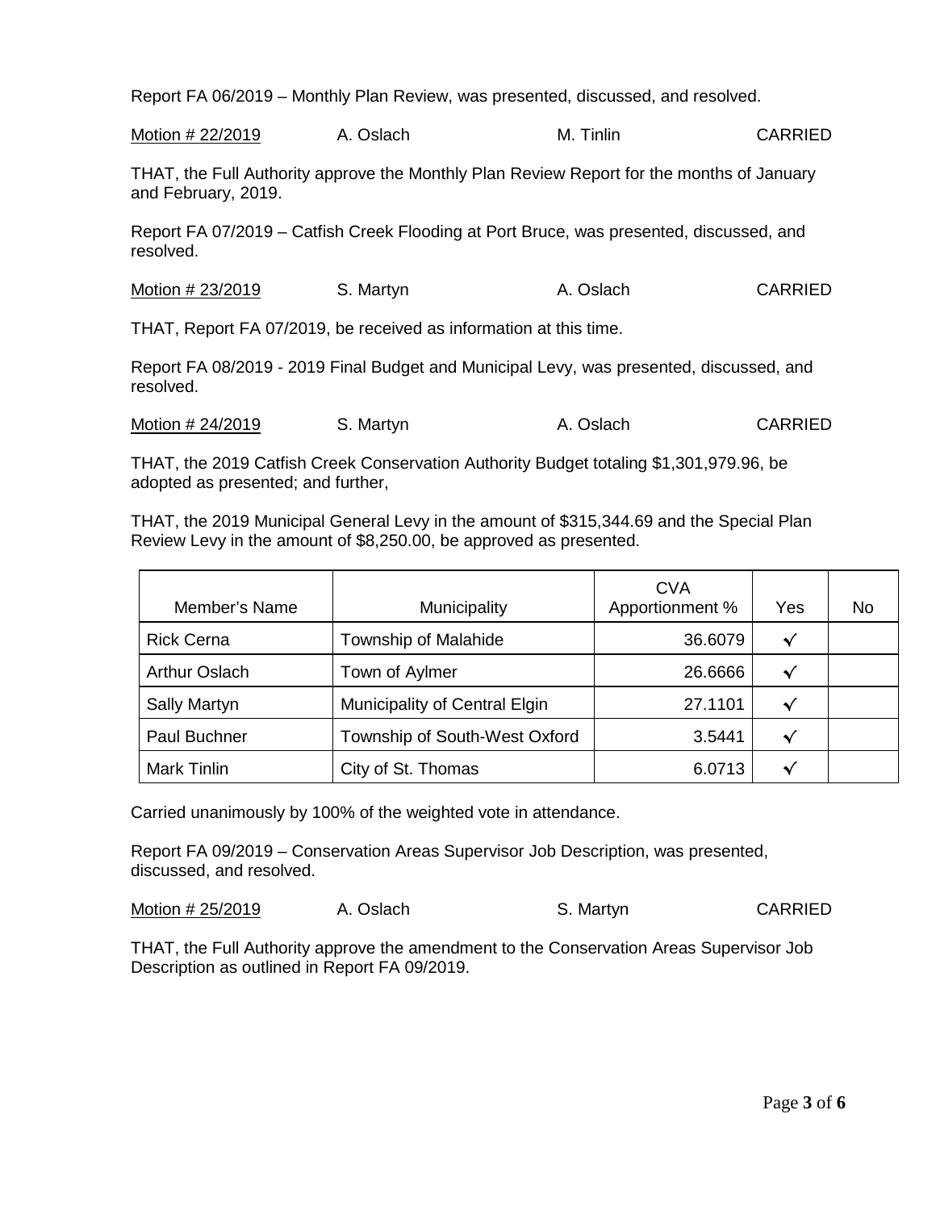Report FA 06/2019 – Monthly Plan Review, was presented, discussed, and resolved.

<u>Motion # 22/2019</u> A. Oslach M. Tinlin CARRIED

THAT, the Full Authority approve the Monthly Plan Review Report for the months of January and February, 2019.

Report FA 07/2019 – Catfish Creek Flooding at Port Bruce, was presented, discussed, and resolved.

<u>Motion # 23/2019</u> S. Martyn A. Oslach CARRIED

THAT, Report FA 07/2019, be received as information at this time.

Report FA 08/2019 - 2019 Final Budget and Municipal Levy, was presented, discussed, and resolved.

<u>Motion # 24/2019</u> S. Martyn A. Oslach CARRIED

THAT, the 2019 Catfish Creek Conservation Authority Budget totaling $1,301,979.96, be adopted as presented; and further,

THAT, the 2019 Municipal General Levy in the amount of $315,344.69 and the Special Plan Review Levy in the amount of $8,250.00, be approved as presented.

| Member's Name | Municipality | CVA Apportionment % | Yes | No |
|---|---|---|---|---|
| Rick Cerna | Township of Malahide | 36.6079 | ✓ | |
| Arthur Oslach | Town of Aylmer | 26.6666 | ✓ | |
| Sally Martyn | Municipality of Central Elgin | 27.1101 | ✓ | |
| Paul Buchner | Township of South-West Oxford | 3.5441 | ✓ | |
| Mark Tinlin | City of St. Thomas | 6.0713 | ✓ | |

Carried unanimously by 100% of the weighted vote in attendance.

Report FA 09/2019 – Conservation Areas Supervisor Job Description, was presented, discussed, and resolved.

<u>Motion # 25/2019</u> A. Oslach S. Martyn CARRIED

THAT, the Full Authority approve the amendment to the Conservation Areas Supervisor Job Description as outlined in Report FA 09/2019.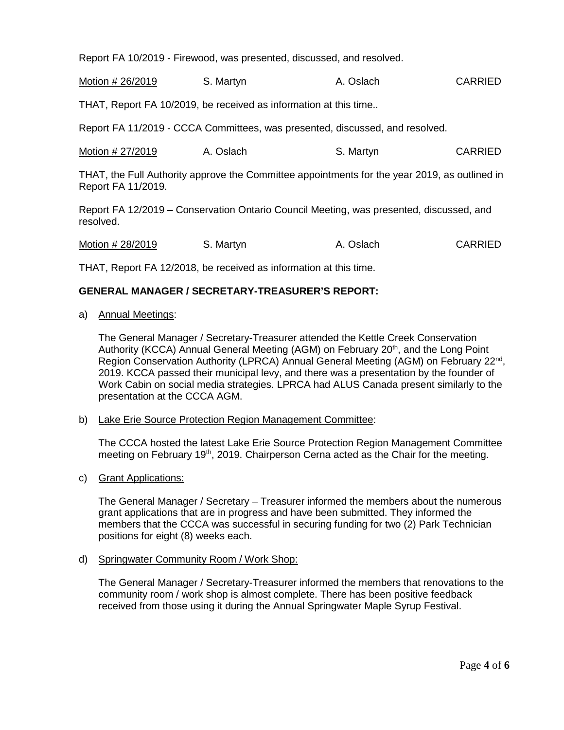Report FA 10/2019 - Firewood, was presented, discussed, and resolved.

| Motion # 26/2019 | S. Martyn | A. Oslach | CARRIED |
|---|---|---|---|

THAT, Report FA 10/2019, be received as information at this time..

Report FA 11/2019 - CCCA Committees, was presented, discussed, and resolved.

| Motion # 27/2019 | A. Oslach | S. Martyn | CARRIED |
|---|---|---|---|

THAT, the Full Authority approve the Committee appointments for the year 2019, as outlined in Report FA 11/2019.

Report FA 12/2019 – Conservation Ontario Council Meeting, was presented, discussed, and resolved.

| Motion # 28/2019 | S. Martyn | A. Oslach | CARRIED |
|---|---|---|---|

THAT, Report FA 12/2018, be received as information at this time.

**GENERAL MANAGER / SECRETARY-TREASURER'S REPORT:**

a) Annual Meetings:

The General Manager / Secretary-Treasurer attended the Kettle Creek Conservation Authority (KCCA) Annual General Meeting (AGM) on February 20th, and the Long Point Region Conservation Authority (LPRCA) Annual General Meeting (AGM) on February 22nd, 2019. KCCA passed their municipal levy, and there was a presentation by the founder of Work Cabin on social media strategies. LPRCA had ALUS Canada present similarly to the presentation at the CCCA AGM.

b) Lake Erie Source Protection Region Management Committee:

The CCCA hosted the latest Lake Erie Source Protection Region Management Committee meeting on February 19th, 2019. Chairperson Cerna acted as the Chair for the meeting.

c) Grant Applications:

The General Manager / Secretary – Treasurer informed the members about the numerous grant applications that are in progress and have been submitted. They informed the members that the CCCA was successful in securing funding for two (2) Park Technician positions for eight (8) weeks each.

d) Springwater Community Room / Work Shop:

The General Manager / Secretary-Treasurer informed the members that renovations to the community room / work shop is almost complete. There has been positive feedback received from those using it during the Annual Springwater Maple Syrup Festival.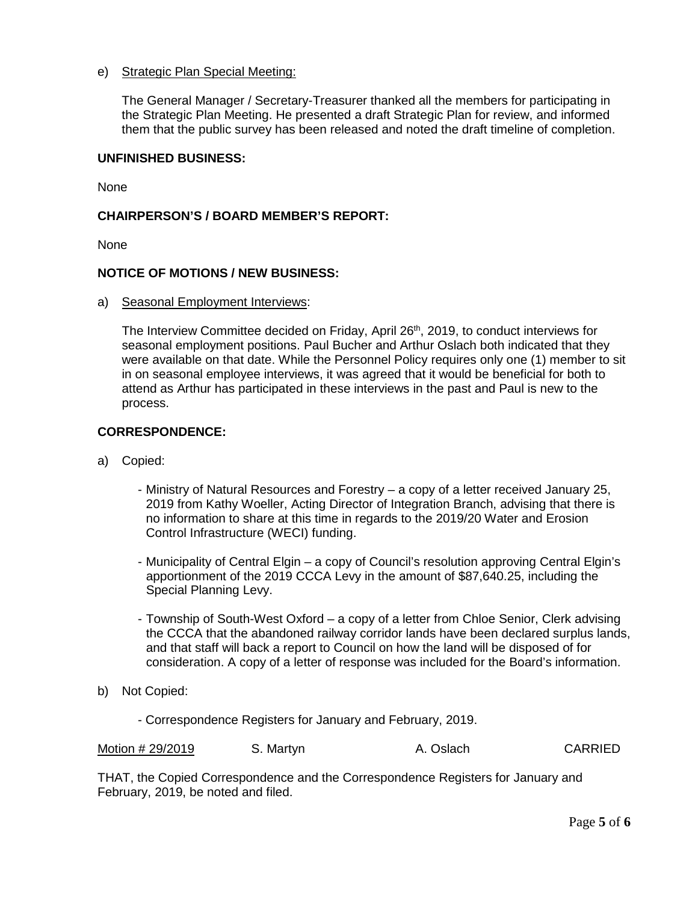e) Strategic Plan Special Meeting:

The General Manager / Secretary-Treasurer thanked all the members for participating in the Strategic Plan Meeting. He presented a draft Strategic Plan for review, and informed them that the public survey has been released and noted the draft timeline of completion.

**UNFINISHED BUSINESS:**

None

**CHAIRPERSON'S / BOARD MEMBER'S REPORT:**

None

**NOTICE OF MOTIONS / NEW BUSINESS:**

a) Seasonal Employment Interviews:

The Interview Committee decided on Friday, April 26th, 2019, to conduct interviews for seasonal employment positions. Paul Bucher and Arthur Oslach both indicated that they were available on that date. While the Personnel Policy requires only one (1) member to sit in on seasonal employee interviews, it was agreed that it would be beneficial for both to attend as Arthur has participated in these interviews in the past and Paul is new to the process.

**CORRESPONDENCE:**

a) Copied:

- Ministry of Natural Resources and Forestry – a copy of a letter received January 25, 2019 from Kathy Woeller, Acting Director of Integration Branch, advising that there is no information to share at this time in regards to the 2019/20 Water and Erosion Control Infrastructure (WECI) funding.
- Municipality of Central Elgin – a copy of Council's resolution approving Central Elgin's apportionment of the 2019 CCCA Levy in the amount of $87,640.25, including the Special Planning Levy.
- Township of South-West Oxford – a copy of a letter from Chloe Senior, Clerk advising the CCCA that the abandoned railway corridor lands have been declared surplus lands, and that staff will back a report to Council on how the land will be disposed of for consideration. A copy of a letter of response was included for the Board's information.

b) Not Copied:

- Correspondence Registers for January and February, 2019.

Motion # 29/2019 S. Martyn A. Oslach CARRIED

THAT, the Copied Correspondence and the Correspondence Registers for January and February, 2019, be noted and filed.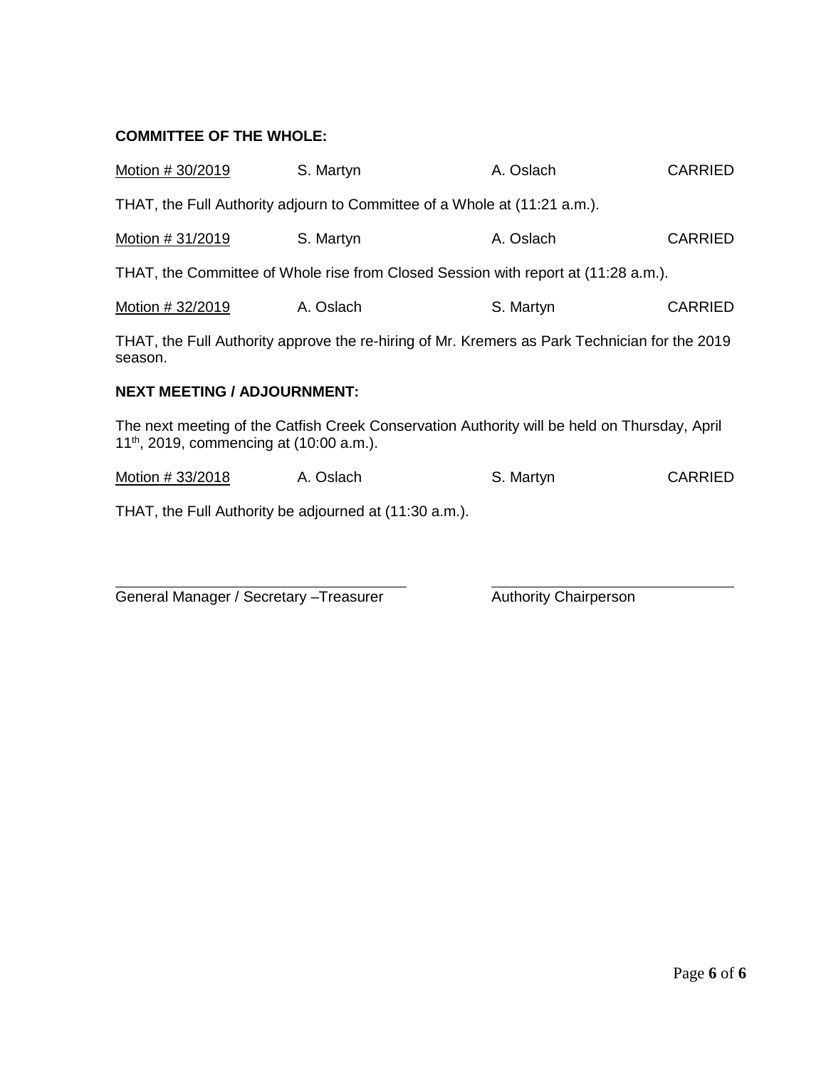**COMMITTEE OF THE WHOLE:**

<u>Motion # 30/2019</u> S. Martyn A. Oslach CARRIED

THAT, the Full Authority adjourn to Committee of a Whole at (11:21 a.m.).

<u>Motion # 31/2019</u> S. Martyn A. Oslach CARRIED

THAT, the Committee of Whole rise from Closed Session with report at (11:28 a.m.).

<u>Motion # 32/2019</u> A. Oslach S. Martyn CARRIED

THAT, the Full Authority approve the re-hiring of Mr. Kremers as Park Technician for the 2019 season.

**NEXT MEETING / ADJOURNMENT:**

The next meeting of the Catfish Creek Conservation Authority will be held on Thursday, April 11th, 2019, commencing at (10:00 a.m.).

<u>Motion # 33/2018</u> A. Oslach S. Martyn CARRIED

THAT, the Full Authority be adjourned at (11:30 a.m.).

General Manager / Secretary –Treasurer

Authority Chairperson